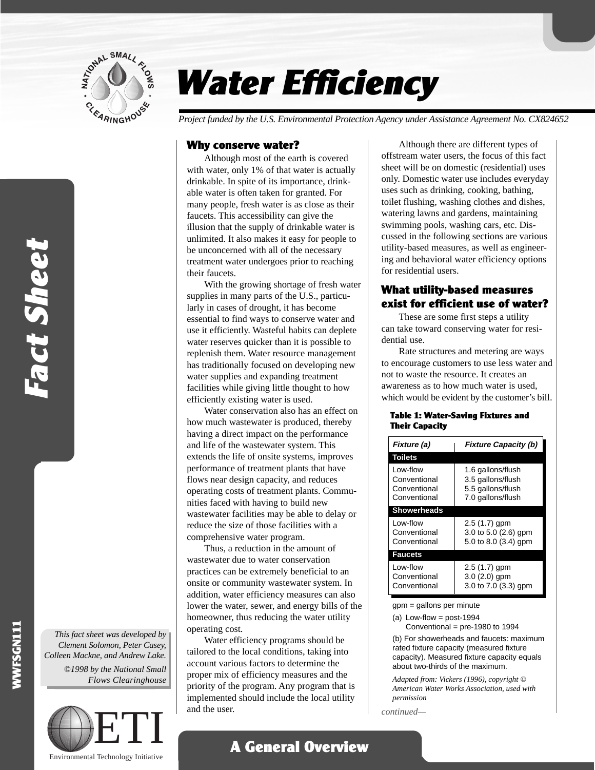# Water Efficiency

*Project funded by the U.S. Environmental Protection Agency under Assistance Agreement No. CX824652*

## Why conserve water?

Although most of the earth is covered with water, only 1% of that water is actually drinkable. In spite of its importance, drinkable water is often taken for granted. For many people, fresh water is as close as their faucets. This accessibility can give the illusion that the supply of drinkable water is unlimited. It also makes it easy for people to be unconcerned with all of the necessary treatment water undergoes prior to reaching their faucets.

With the growing shortage of fresh water supplies in many parts of the U.S., particularly in cases of drought, it has become essential to find ways to conserve water and use it efficiently. Wasteful habits can deplete water reserves quicker than it is possible to replenish them. Water resource management has traditionally focused on developing new water supplies and expanding treatment facilities while giving little thought to how efficiently existing water is used.

Water conservation also has an effect on how much wastewater is produced, thereby having a direct impact on the performance and life of the wastewater system. This extends the life of onsite systems, improves performance of treatment plants that have flows near design capacity, and reduces operating costs of treatment plants. Communities faced with having to build new wastewater facilities may be able to delay or reduce the size of those facilities with a comprehensive water program.

Thus, a reduction in the amount of wastewater due to water conservation practices can be extremely beneficial to an onsite or community wastewater system. In addition, water efficiency measures can also lower the water, sewer, and energy bills of the homeowner, thus reducing the water utility operating cost.

Water efficiency programs should be tailored to the local conditions, taking into account various factors to determine the proper mix of efficiency measures and the priority of the program. Any program that is implemented should include the local utility and the user.

Although there are different types of offstream water users, the focus of this fact sheet will be on domestic (residential) uses only. Domestic water use includes everyday uses such as drinking, cooking, bathing, toilet flushing, washing clothes and dishes, watering lawns and gardens, maintaining swimming pools, washing cars, etc. Discussed in the following sections are various utility-based measures, as well as engineering and behavioral water efficiency options for residential users.

## What utility-based measures exist for efficient use of water?

These are some first steps a utility can take toward conserving water for residential use.

Rate structures and metering are ways to encourage customers to use less water and not to waste the resource. It creates an awareness as to how much water is used, which would be evident by the customer's bill.

**Table 1: Water-Saving Fixtures and Their Capacity**

| *Fixture (a)* | *Fixture Capacity (b)* |
|---|---|
| **Toilets** | |
| Low-flow | 1.6 gallons/flush |
| Conventional | 3.5 gallons/flush |
| Conventional | 5.5 gallons/flush |
| Conventional | 7.0 gallons/flush |
| **Showerheads** | |
| Low-flow | 2.5 (1.7) gpm |
| Conventional | 3.0 to 5.0 (2.6) gpm |
| Conventional | 5.0 to 8.0 (3.4) gpm |
| **Faucets** | |
| Low-flow | 2.5 (1.7) gpm |
| Conventional | 3.0 (2.0) gpm |
| Conventional | 3.0 to 7.0 (3.3) gpm |

gpm = gallons per minute

(a) Low-flow = post-1994
Conventional = pre-1980 to 1994

(b) For showerheads and faucets: maximum rated fixture capacity (measured fixture capacity). Measured fixture capacity equals about two-thirds of the maximum.

*Adapted from: Vickers (1996), copyright © American Water Works Association, used with permission*

*continued—*

*This fact sheet was developed by Clement Solomon, Peter Casey, Colleen Mackne, and Andrew Lake.*

*©1998 by the National Small Flows Clearinghouse*

ETI — Environmental Technology Initiative

Fact Sheet — WWFSGN111

**A General Overview**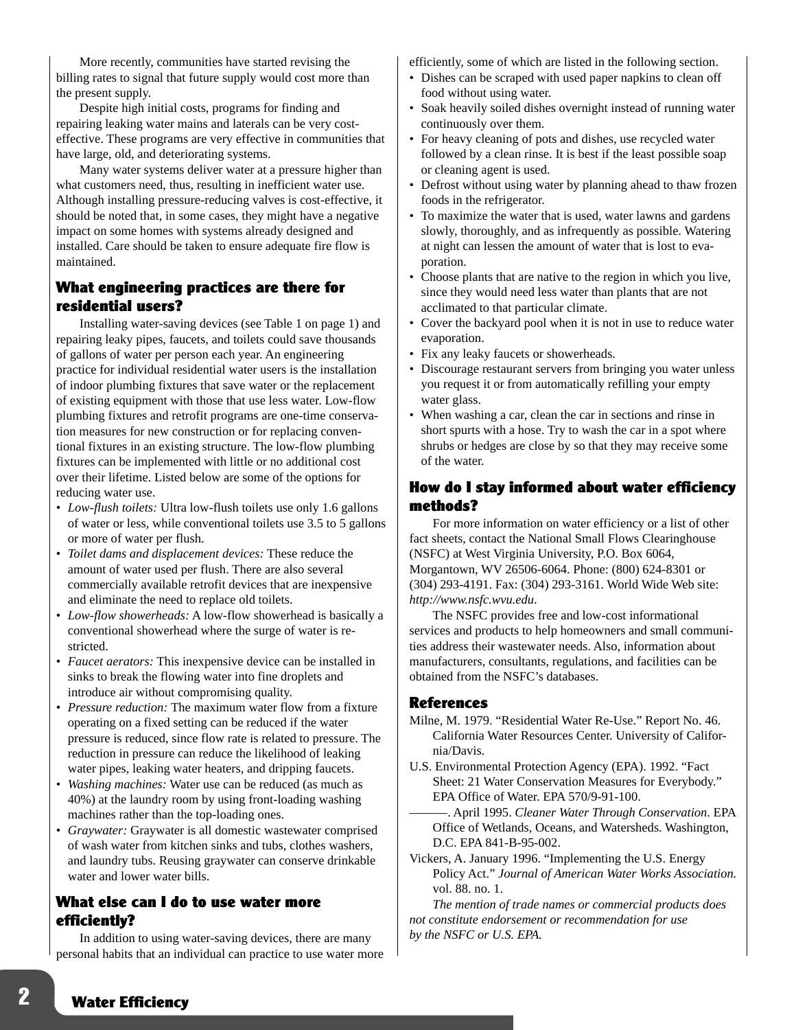More recently, communities have started revising the billing rates to signal that future supply would cost more than the present supply.

Despite high initial costs, programs for finding and repairing leaking water mains and laterals can be very cost-effective. These programs are very effective in communities that have large, old, and deteriorating systems.

Many water systems deliver water at a pressure higher than what customers need, thus, resulting in inefficient water use. Although installing pressure-reducing valves is cost-effective, it should be noted that, in some cases, they might have a negative impact on some homes with systems already designed and installed. Care should be taken to ensure adequate fire flow is maintained.

## What engineering practices are there for residential users?

Installing water-saving devices (see Table 1 on page 1) and repairing leaky pipes, faucets, and toilets could save thousands of gallons of water per person each year. An engineering practice for individual residential water users is the installation of indoor plumbing fixtures that save water or the replacement of existing equipment with those that use less water. Low-flow plumbing fixtures and retrofit programs are one-time conservation measures for new construction or for replacing conventional fixtures in an existing structure. The low-flow plumbing fixtures can be implemented with little or no additional cost over their lifetime. Listed below are some of the options for reducing water use.

- *Low-flush toilets:* Ultra low-flush toilets use only 1.6 gallons of water or less, while conventional toilets use 3.5 to 5 gallons or more of water per flush.
- *Toilet dams and displacement devices:* These reduce the amount of water used per flush. There are also several commercially available retrofit devices that are inexpensive and eliminate the need to replace old toilets.
- *Low-flow showerheads:* A low-flow showerhead is basically a conventional showerhead where the surge of water is restricted.
- *Faucet aerators:* This inexpensive device can be installed in sinks to break the flowing water into fine droplets and introduce air without compromising quality.
- *Pressure reduction:* The maximum water flow from a fixture operating on a fixed setting can be reduced if the water pressure is reduced, since flow rate is related to pressure. The reduction in pressure can reduce the likelihood of leaking water pipes, leaking water heaters, and dripping faucets.
- *Washing machines:* Water use can be reduced (as much as 40%) at the laundry room by using front-loading washing machines rather than the top-loading ones.
- *Graywater:* Graywater is all domestic wastewater comprised of wash water from kitchen sinks and tubs, clothes washers, and laundry tubs. Reusing graywater can conserve drinkable water and lower water bills.

## What else can I do to use water more efficiently?

In addition to using water-saving devices, there are many personal habits that an individual can practice to use water more efficiently, some of which are listed in the following section.

- Dishes can be scraped with used paper napkins to clean off food without using water.
- Soak heavily soiled dishes overnight instead of running water continuously over them.
- For heavy cleaning of pots and dishes, use recycled water followed by a clean rinse. It is best if the least possible soap or cleaning agent is used.
- Defrost without using water by planning ahead to thaw frozen foods in the refrigerator.
- To maximize the water that is used, water lawns and gardens slowly, thoroughly, and as infrequently as possible. Watering at night can lessen the amount of water that is lost to evaporation.
- Choose plants that are native to the region in which you live, since they would need less water than plants that are not acclimated to that particular climate.
- Cover the backyard pool when it is not in use to reduce water evaporation.
- Fix any leaky faucets or showerheads.
- Discourage restaurant servers from bringing you water unless you request it or from automatically refilling your empty water glass.
- When washing a car, clean the car in sections and rinse in short spurts with a hose. Try to wash the car in a spot where shrubs or hedges are close by so that they may receive some of the water.

## How do I stay informed about water efficiency methods?

For more information on water efficiency or a list of other fact sheets, contact the National Small Flows Clearinghouse (NSFC) at West Virginia University, P.O. Box 6064, Morgantown, WV 26506-6064. Phone: (800) 624-8301 or (304) 293-4191. Fax: (304) 293-3161. World Wide Web site: *http://www.nsfc.wvu.edu*.

The NSFC provides free and low-cost informational services and products to help homeowners and small communities address their wastewater needs. Also, information about manufacturers, consultants, regulations, and facilities can be obtained from the NSFC's databases.

## References

Milne, M. 1979. "Residential Water Re-Use." Report No. 46. California Water Resources Center. University of California/Davis.

U.S. Environmental Protection Agency (EPA). 1992. "Fact Sheet: 21 Water Conservation Measures for Everybody." EPA Office of Water. EPA 570/9-91-100.

———. April 1995. *Cleaner Water Through Conservation*. EPA Office of Wetlands, Oceans, and Watersheds. Washington, D.C. EPA 841-B-95-002.

Vickers, A. January 1996. "Implementing the U.S. Energy Policy Act." *Journal of American Water Works Association.* vol. 88. no. 1.

*The mention of trade names or commercial products does not constitute endorsement or recommendation for use by the NSFC or U.S. EPA.*